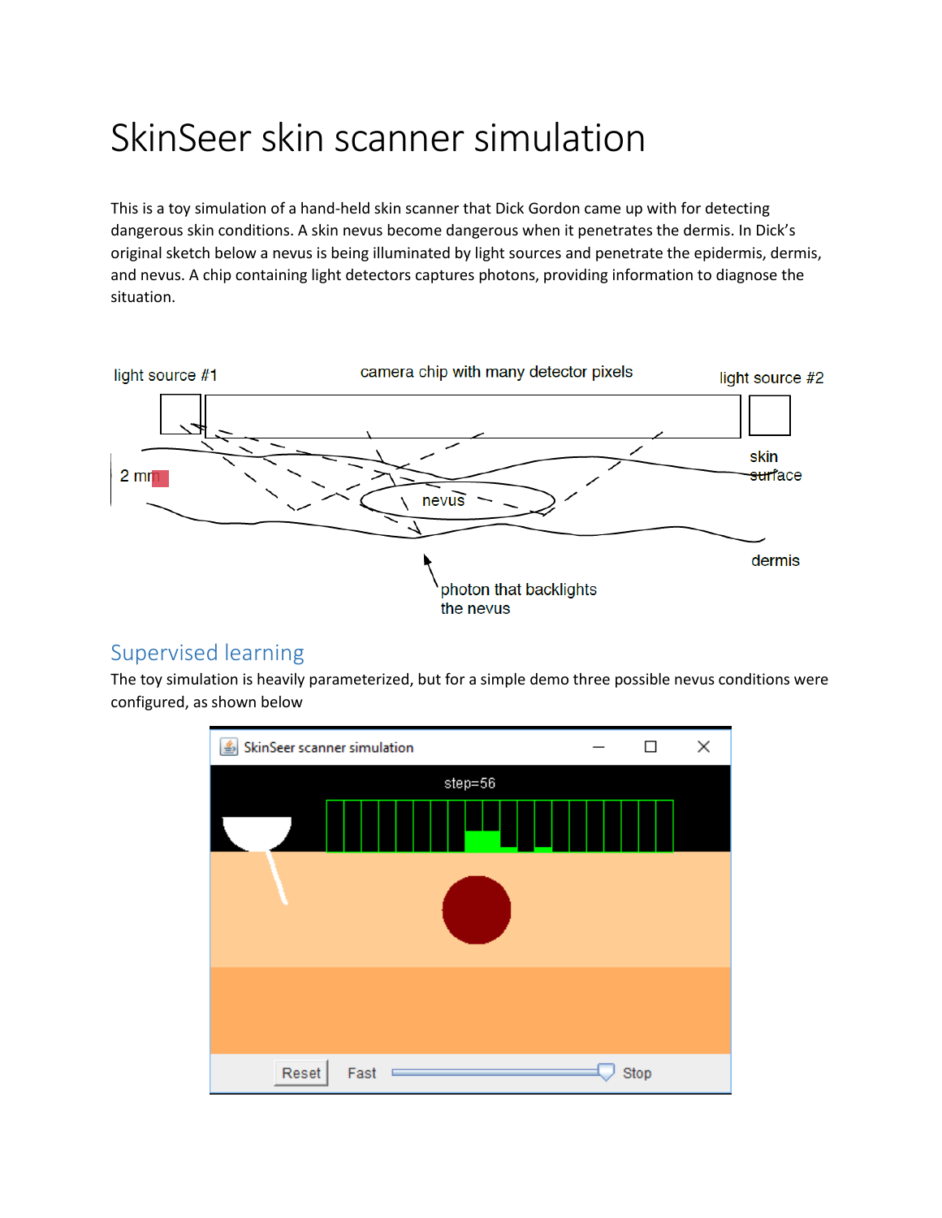# SkinSeer skin scanner simulation

This is a toy simulation of a hand-held skin scanner that Dick Gordon came up with for detecting dangerous skin conditions. A skin nevus become dangerous when it penetrates the dermis. In Dick's original sketch below a nevus is being illuminated by light sources and penetrate the epidermis, dermis, and nevus. A chip containing light detectors captures photons, providing information to diagnose the situation.

## Supervised learning

The toy simulation is heavily parameterized, but for a simple demo three possible nevus conditions were configured, as shown below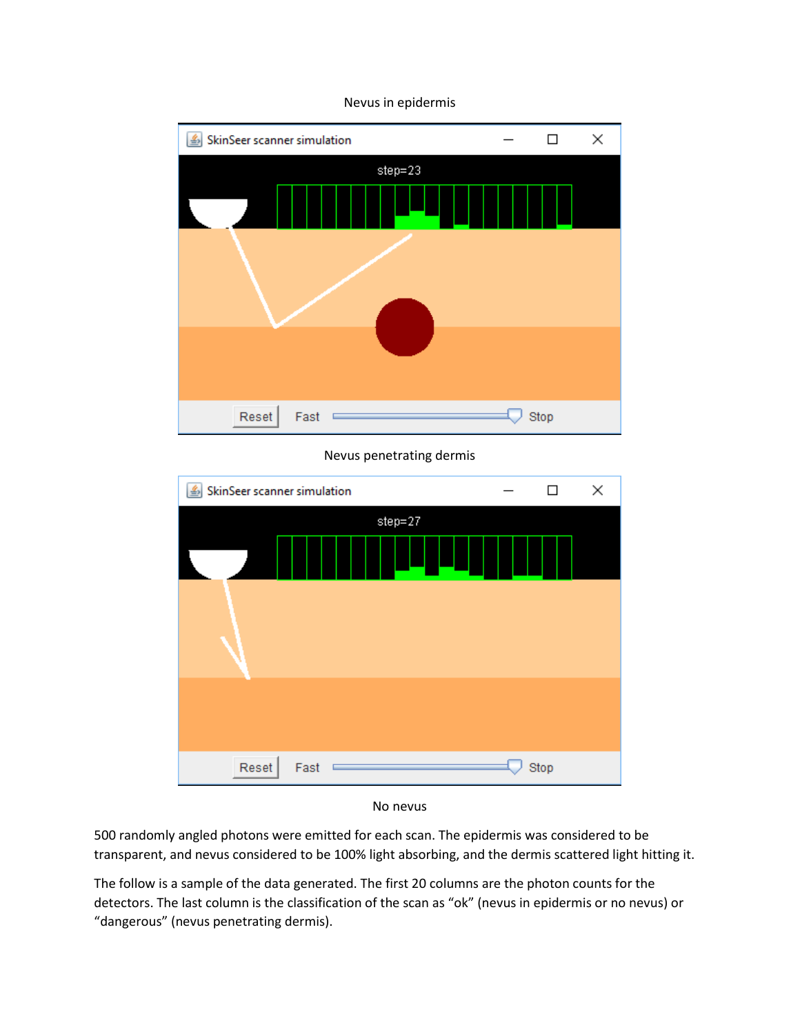Nevus in epidermis

Nevus penetrating dermis

No nevus

500 randomly angled photons were emitted for each scan. The epidermis was considered to be transparent, and nevus considered to be 100% light absorbing, and the dermis scattered light hitting it.

The follow is a sample of the data generated. The first 20 columns are the photon counts for the detectors. The last column is the classification of the scan as "ok" (nevus in epidermis or no nevus) or "dangerous" (nevus penetrating dermis).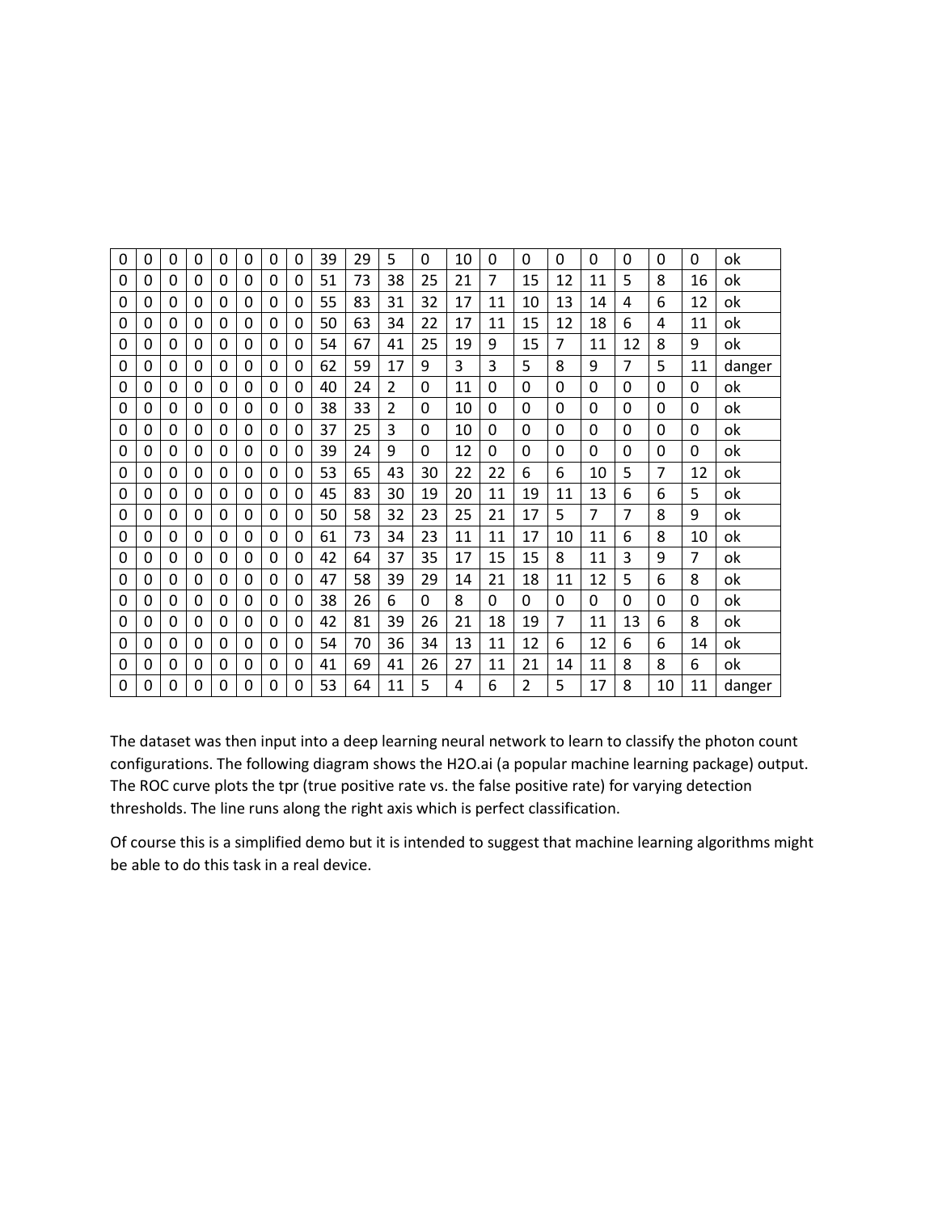| 0 | 0 | 0 | 0 | 0 | 0 | 0 | 0 | 39 | 29 | 5 | 0 | 10 | 0 | 0 | 0 | 0 | 0 | 0 | 0 | ok |
|---|---|---|---|---|---|---|---|---|---|---|---|---|---|---|---|---|---|---|---|---|
| 0 | 0 | 0 | 0 | 0 | 0 | 0 | 0 | 51 | 73 | 38 | 25 | 21 | 7 | 15 | 12 | 11 | 5 | 8 | 16 | ok |
| 0 | 0 | 0 | 0 | 0 | 0 | 0 | 0 | 55 | 83 | 31 | 32 | 17 | 11 | 10 | 13 | 14 | 4 | 6 | 12 | ok |
| 0 | 0 | 0 | 0 | 0 | 0 | 0 | 0 | 50 | 63 | 34 | 22 | 17 | 11 | 15 | 12 | 18 | 6 | 4 | 11 | ok |
| 0 | 0 | 0 | 0 | 0 | 0 | 0 | 0 | 54 | 67 | 41 | 25 | 19 | 9 | 15 | 7 | 11 | 12 | 8 | 9 | ok |
| 0 | 0 | 0 | 0 | 0 | 0 | 0 | 0 | 62 | 59 | 17 | 9 | 3 | 3 | 5 | 8 | 9 | 7 | 5 | 11 | danger |
| 0 | 0 | 0 | 0 | 0 | 0 | 0 | 0 | 40 | 24 | 2 | 0 | 11 | 0 | 0 | 0 | 0 | 0 | 0 | 0 | ok |
| 0 | 0 | 0 | 0 | 0 | 0 | 0 | 0 | 38 | 33 | 2 | 0 | 10 | 0 | 0 | 0 | 0 | 0 | 0 | 0 | ok |
| 0 | 0 | 0 | 0 | 0 | 0 | 0 | 0 | 37 | 25 | 3 | 0 | 10 | 0 | 0 | 0 | 0 | 0 | 0 | 0 | ok |
| 0 | 0 | 0 | 0 | 0 | 0 | 0 | 0 | 39 | 24 | 9 | 0 | 12 | 0 | 0 | 0 | 0 | 0 | 0 | 0 | ok |
| 0 | 0 | 0 | 0 | 0 | 0 | 0 | 0 | 53 | 65 | 43 | 30 | 22 | 22 | 6 | 6 | 10 | 5 | 7 | 12 | ok |
| 0 | 0 | 0 | 0 | 0 | 0 | 0 | 0 | 45 | 83 | 30 | 19 | 20 | 11 | 19 | 11 | 13 | 6 | 6 | 5 | ok |
| 0 | 0 | 0 | 0 | 0 | 0 | 0 | 0 | 50 | 58 | 32 | 23 | 25 | 21 | 17 | 5 | 7 | 7 | 8 | 9 | ok |
| 0 | 0 | 0 | 0 | 0 | 0 | 0 | 0 | 61 | 73 | 34 | 23 | 11 | 11 | 17 | 10 | 11 | 6 | 8 | 10 | ok |
| 0 | 0 | 0 | 0 | 0 | 0 | 0 | 0 | 42 | 64 | 37 | 35 | 17 | 15 | 15 | 8 | 11 | 3 | 9 | 7 | ok |
| 0 | 0 | 0 | 0 | 0 | 0 | 0 | 0 | 47 | 58 | 39 | 29 | 14 | 21 | 18 | 11 | 12 | 5 | 6 | 8 | ok |
| 0 | 0 | 0 | 0 | 0 | 0 | 0 | 0 | 38 | 26 | 6 | 0 | 8 | 0 | 0 | 0 | 0 | 0 | 0 | 0 | ok |
| 0 | 0 | 0 | 0 | 0 | 0 | 0 | 0 | 42 | 81 | 39 | 26 | 21 | 18 | 19 | 7 | 11 | 13 | 6 | 8 | ok |
| 0 | 0 | 0 | 0 | 0 | 0 | 0 | 0 | 54 | 70 | 36 | 34 | 13 | 11 | 12 | 6 | 12 | 6 | 6 | 14 | ok |
| 0 | 0 | 0 | 0 | 0 | 0 | 0 | 0 | 41 | 69 | 41 | 26 | 27 | 11 | 21 | 14 | 11 | 8 | 8 | 6 | ok |
| 0 | 0 | 0 | 0 | 0 | 0 | 0 | 0 | 53 | 64 | 11 | 5 | 4 | 6 | 2 | 5 | 17 | 8 | 10 | 11 | danger |

The dataset was then input into a deep learning neural network to learn to classify the photon count configurations. The following diagram shows the H2O.ai (a popular machine learning package) output. The ROC curve plots the tpr (true positive rate vs. the false positive rate) for varying detection thresholds. The line runs along the right axis which is perfect classification.

Of course this is a simplified demo but it is intended to suggest that machine learning algorithms might be able to do this task in a real device.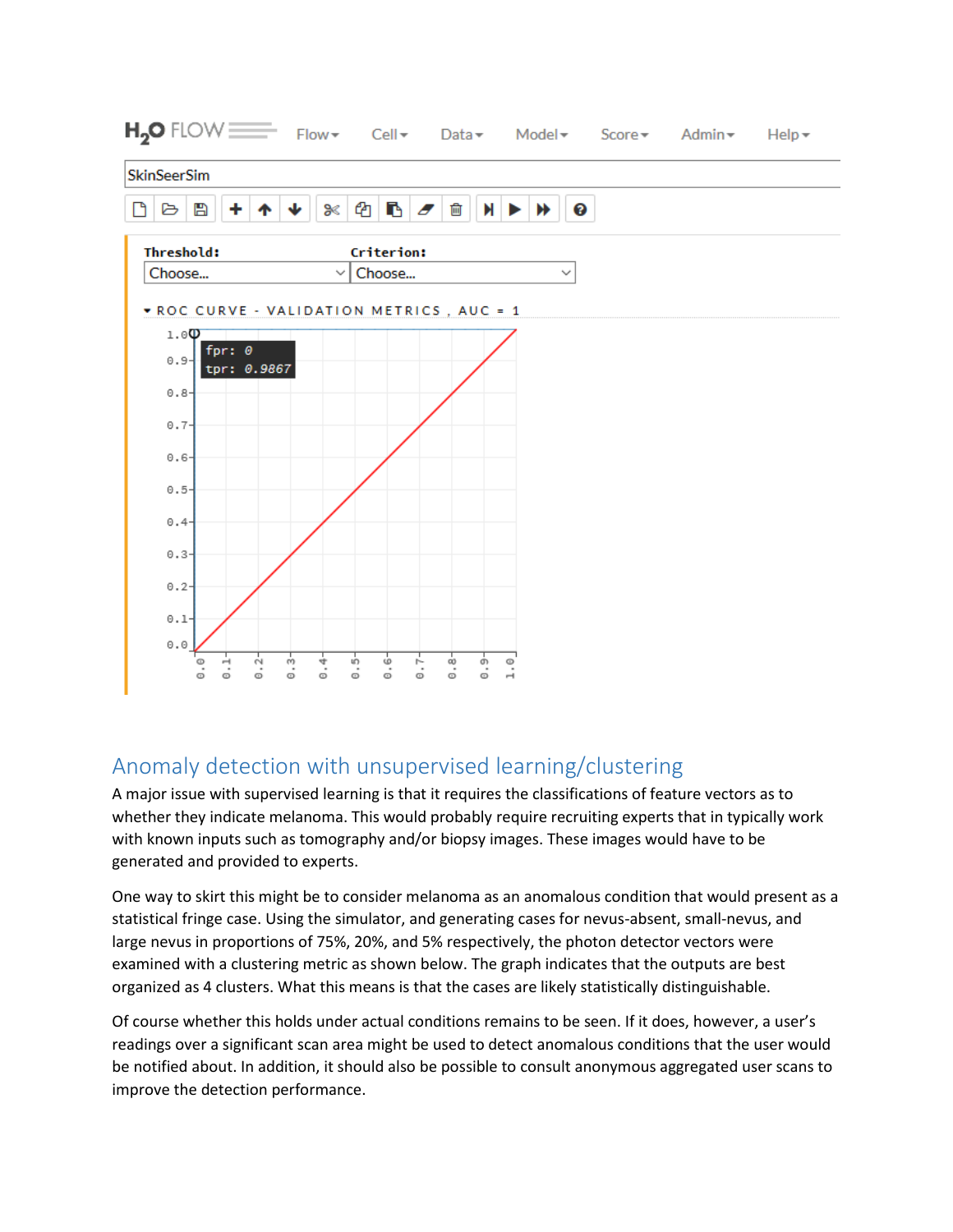## Anomaly detection with unsupervised learning/clustering

A major issue with supervised learning is that it requires the classifications of feature vectors as to whether they indicate melanoma. This would probably require recruiting experts that in typically work with known inputs such as tomography and/or biopsy images. These images would have to be generated and provided to experts.

One way to skirt this might be to consider melanoma as an anomalous condition that would present as a statistical fringe case. Using the simulator, and generating cases for nevus-absent, small-nevus, and large nevus in proportions of 75%, 20%, and 5% respectively, the photon detector vectors were examined with a clustering metric as shown below. The graph indicates that the outputs are best organized as 4 clusters. What this means is that the cases are likely statistically distinguishable.

Of course whether this holds under actual conditions remains to be seen. If it does, however, a user's readings over a significant scan area might be used to detect anomalous conditions that the user would be notified about. In addition, it should also be possible to consult anonymous aggregated user scans to improve the detection performance.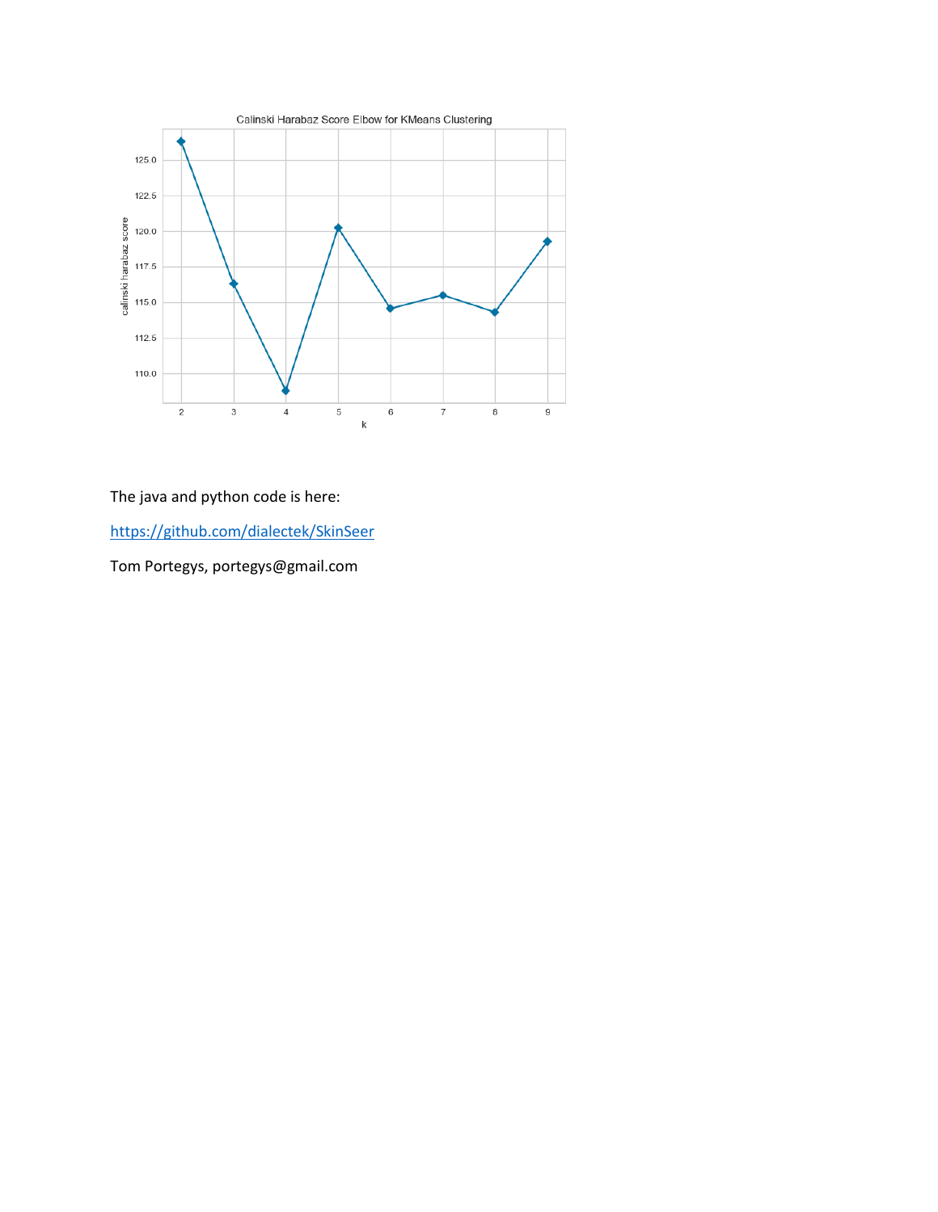Calinski Harabaz Score Elbow for KMeans Clustering

calinski harabaz score

125.0
122.5
120.0
117.5
115.0
112.5
110.0

2 3 4 5 6 7 8 9

k

The java and python code is here:

https://github.com/dialectek/SkinSeer

Tom Portegys, portegys@gmail.com